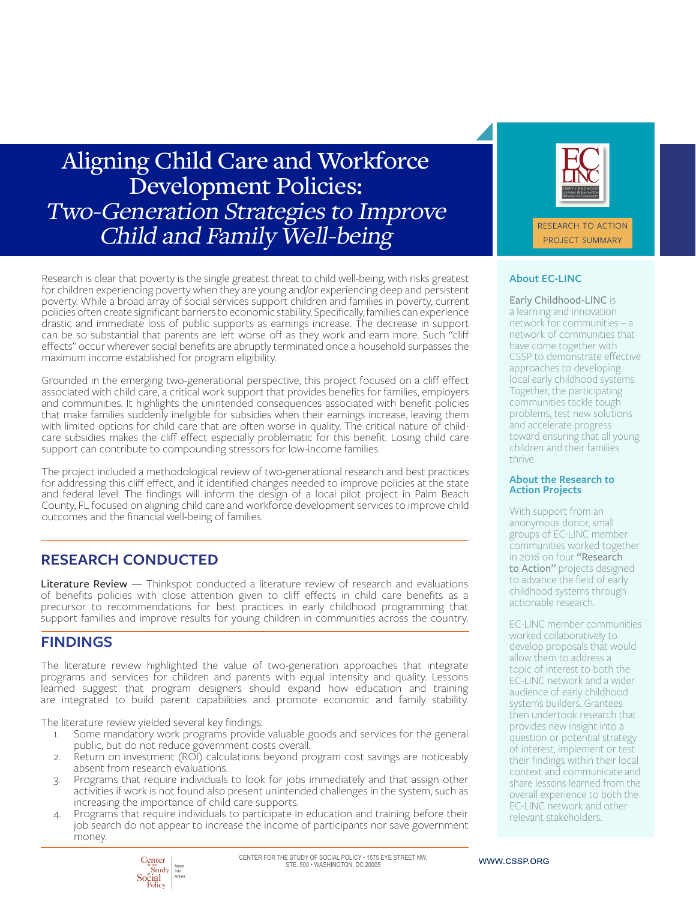# Aligning Child Care and Workforce Development Policies: *Two-Generation Strategies to Improve Child and Family Well-being*

RESEARCH TO ACTION PROJECT SUMMARY

Research is clear that poverty is the single greatest threat to child well-being, with risks greatest for children experiencing poverty when they are young and/or experiencing deep and persistent poverty. While a broad array of social services support children and families in poverty, current policies often create significant barriers to economic stability. Specifically, families can experience drastic and immediate loss of public supports as earnings increase. The decrease in support can be so substantial that parents are left worse off as they work and earn more. Such "cliff effects" occur wherever social benefits are abruptly terminated once a household surpasses the maximum income established for program eligibility.

Grounded in the emerging two-generational perspective, this project focused on a cliff effect associated with child care, a critical work support that provides benefits for families, employers and communities. It highlights the unintended consequences associated with benefit policies that make families suddenly ineligible for subsidies when their earnings increase, leaving them with limited options for child care that are often worse in quality. The critical nature of child-care subsidies makes the cliff effect especially problematic for this benefit. Losing child care support can contribute to compounding stressors for low-income families.

The project included a methodological review of two-generational research and best practices for addressing this cliff effect, and it identified changes needed to improve policies at the state and federal level. The findings will inform the design of a local pilot project in Palm Beach County, FL focused on aligning child care and workforce development services to improve child outcomes and the financial well-being of families.

## RESEARCH CONDUCTED

Literature Review — Thinkspot conducted a literature review of research and evaluations of benefits policies with close attention given to cliff effects in child care benefits as a precursor to recommendations for best practices in early childhood programming that support families and improve results for young children in communities across the country.

## FINDINGS

The literature review highlighted the value of two-generation approaches that integrate programs and services for children and parents with equal intensity and quality. Lessons learned suggest that program designers should expand how education and training are integrated to build parent capabilities and promote economic and family stability.

The literature review yielded several key findings:

1. Some mandatory work programs provide valuable goods and services for the general public, but do not reduce government costs overall.
2. Return on investment (ROI) calculations beyond program cost savings are noticeably absent from research evaluations.
3. Programs that require individuals to look for jobs immediately and that assign other activities if work is not found also present unintended challenges in the system, such as increasing the importance of child care supports.
4. Programs that require individuals to participate in education and training before their job search do not appear to increase the income of participants nor save government money.

### About EC-LINC

Early Childhood-LINC is a learning and innovation network for communities – a network of communities that have come together with CSSP to demonstrate effective approaches to developing local early childhood systems. Together, the participating communities tackle tough problems, test new solutions and accelerate progress toward ensuring that all young children and their families thrive.

### About the Research to Action Projects

With support from an anonymous donor, small groups of EC-LINC member communities worked together in 2016 on four **"Research to Action"** projects designed to advance the field of early childhood systems through actionable research.

EC-LINC member communities worked collaboratively to develop proposals that would allow them to address a topic of interest to both the EC-LINC network and a wider audience of early childhood systems builders. Grantees then undertook research that provides new insight into a question or potential strategy of interest, implement or test their findings within their local context and communicate and share lessons learned from the overall experience to both the EC-LINC network and other relevant stakeholders.

CENTER FOR THE STUDY OF SOCIAL POLICY • 1575 EYE STREET NW, STE. 500 • WASHINGTON, DC 20005

WWW.CSSP.ORG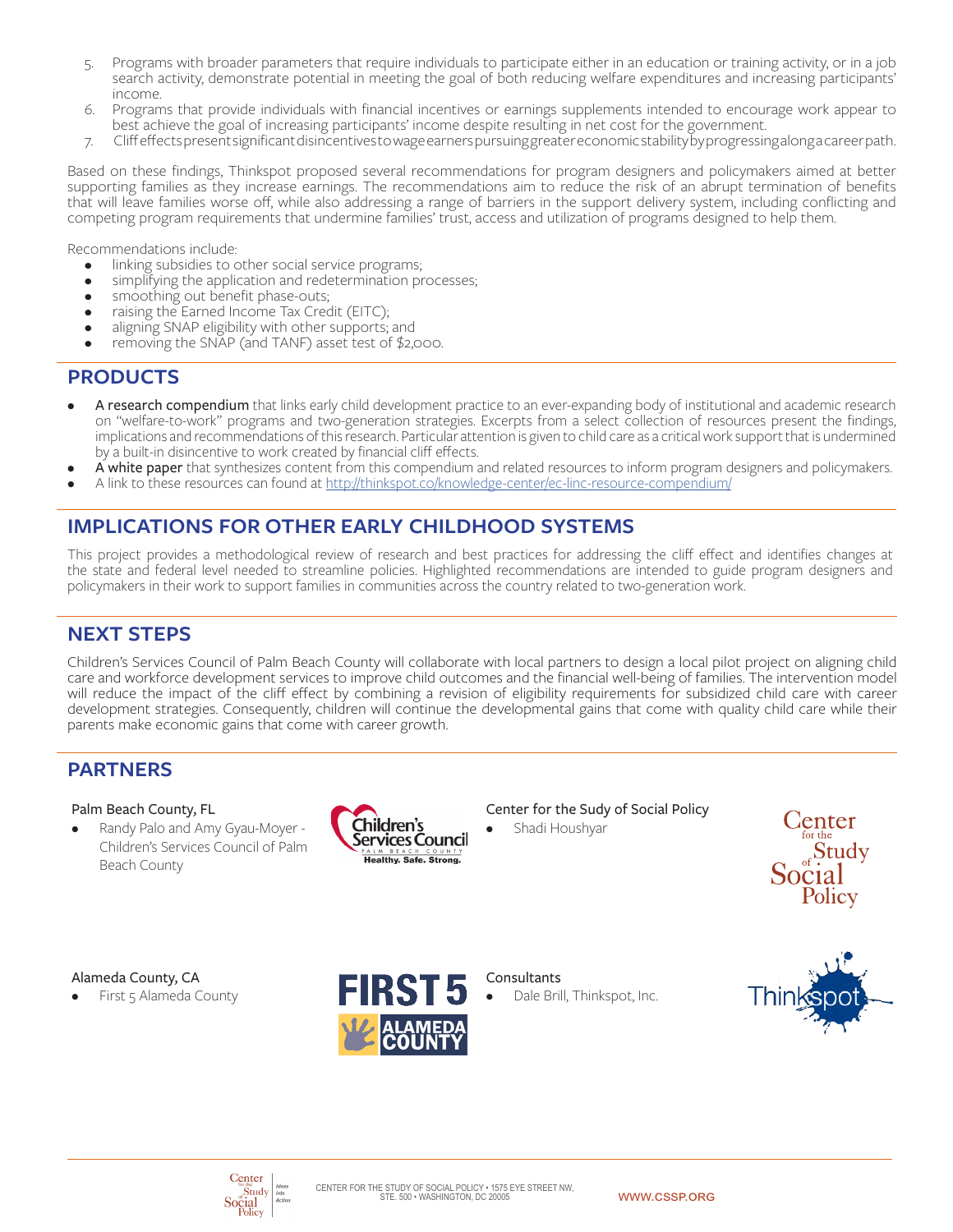5. Programs with broader parameters that require individuals to participate either in an education or training activity, or in a job search activity, demonstrate potential in meeting the goal of both reducing welfare expenditures and increasing participants' income.
6. Programs that provide individuals with financial incentives or earnings supplements intended to encourage work appear to best achieve the goal of increasing participants' income despite resulting in net cost for the government.
7. Cliff effects present significant disincentives to wage earners pursuing greater economic stability by progressing along a career path.

Based on these findings, Thinkspot proposed several recommendations for program designers and policymakers aimed at better supporting families as they increase earnings. The recommendations aim to reduce the risk of an abrupt termination of benefits that will leave families worse off, while also addressing a range of barriers in the support delivery system, including conflicting and competing program requirements that undermine families' trust, access and utilization of programs designed to help them.

Recommendations include:

- linking subsidies to other social service programs;
- simplifying the application and redetermination processes;
- smoothing out benefit phase-outs;
- raising the Earned Income Tax Credit (EITC);
- aligning SNAP eligibility with other supports; and
- removing the SNAP (and TANF) asset test of $2,000.

## PRODUCTS

- **A research compendium** that links early child development practice to an ever-expanding body of institutional and academic research on "welfare-to-work" programs and two-generation strategies. Excerpts from a select collection of resources present the findings, implications and recommendations of this research. Particular attention is given to child care as a critical work support that is undermined by a built-in disincentive to work created by financial cliff effects.
- **A white paper** that synthesizes content from this compendium and related resources to inform program designers and policymakers.
- A link to these resources can found at http://thinkspot.co/knowledge-center/ec-linc-resource-compendium/

## IMPLICATIONS FOR OTHER EARLY CHILDHOOD SYSTEMS

This project provides a methodological review of research and best practices for addressing the cliff effect and identifies changes at the state and federal level needed to streamline policies. Highlighted recommendations are intended to guide program designers and policymakers in their work to support families in communities across the country related to two-generation work.

## NEXT STEPS

Children's Services Council of Palm Beach County will collaborate with local partners to design a local pilot project on aligning child care and workforce development services to improve child outcomes and the financial well-being of families. The intervention model will reduce the impact of the cliff effect by combining a revision of eligibility requirements for subsidized child care with career development strategies. Consequently, children will continue the developmental gains that come with quality child care while their parents make economic gains that come with career growth.

## PARTNERS

Palm Beach County, FL

- Randy Palo and Amy Gyau-Moyer - Children's Services Council of Palm Beach County

Center for the Sudy of Social Policy

- Shadi Houshyar

Alameda County, CA

- First 5 Alameda County

Consultants

- Dale Brill, Thinkspot, Inc.

CENTER FOR THE STUDY OF SOCIAL POLICY • 1575 EYE STREET NW, STE. 500 • WASHINGTON, DC 20005

WWW.CSSP.ORG